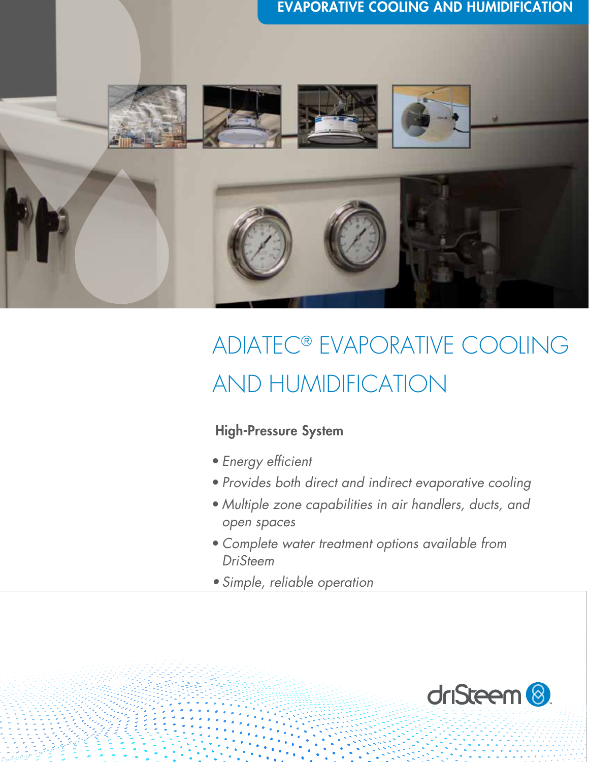EVAPORATIVE COOLING AND HUMIDIFICATION

# ADIATEC® EVAPORATIVE COOLING AND HUMIDIFICATION

## High-Pressure System

- *Energy efficient*
- *Provides both direct and indirect evaporative cooling*
- *Multiple zone capabilities in air handlers, ducts, and open spaces*
- *Complete water treatment options available from DriSteem*
- *Simple, reliable operation*

driSteem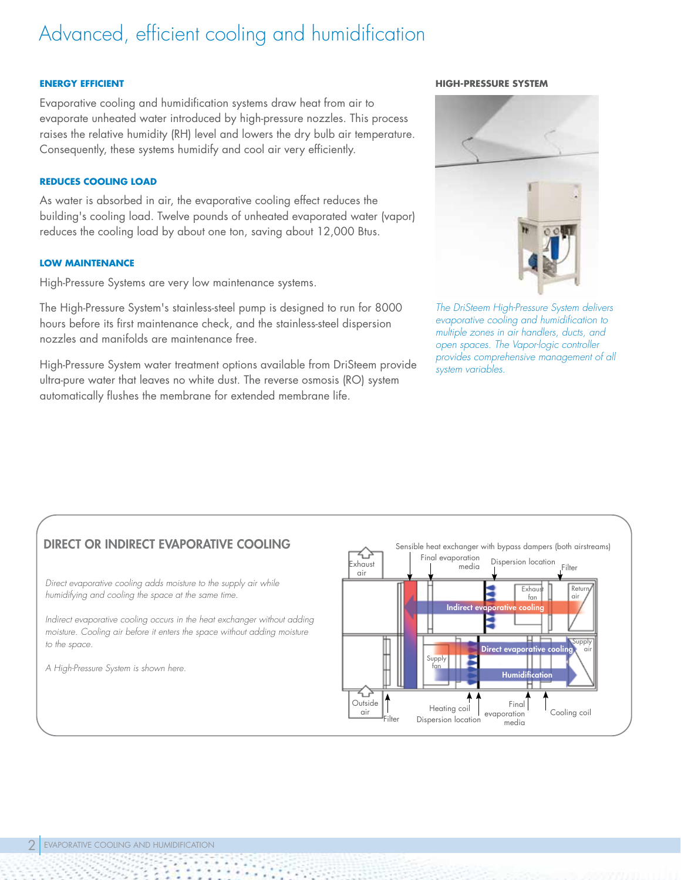# Advanced, efficient cooling and humidification

### ENERGY EFFICIENT

Evaporative cooling and humidification systems draw heat from air to evaporate unheated water introduced by high-pressure nozzles. This process raises the relative humidity (RH) level and lowers the dry bulb air temperature. Consequently, these systems humidify and cool air very efficiently.

### REDUCES COOLING LOAD

As water is absorbed in air, the evaporative cooling effect reduces the building's cooling load. Twelve pounds of unheated evaporated water (vapor) reduces the cooling load by about one ton, saving about 12,000 Btus.

### LOW MAINTENANCE

High-Pressure Systems are very low maintenance systems.

The High-Pressure System's stainless-steel pump is designed to run for 8000 hours before its first maintenance check, and the stainless-steel dispersion nozzles and manifolds are maintenance free.

High-Pressure System water treatment options available from DriSteem provide ultra-pure water that leaves no white dust. The reverse osmosis (RO) system automatically flushes the membrane for extended membrane life.

### HIGH-PRESSURE SYSTEM

*The DriSteem High-Pressure System delivers evaporative cooling and humidification to multiple zones in air handlers, ducts, and open spaces. The Vapor-logic controller provides comprehensive management of all system variables.*

## DIRECT OR INDIRECT EVAPORATIVE COOLING

*Direct evaporative cooling adds moisture to the supply air while humidifying and cooling the space at the same time.*

*Indirect evaporative cooling occurs in the heat exchanger without adding moisture. Cooling air before it enters the space without adding moisture to the space.*

*A High-Pressure System is shown here.*

Sensible heat exchanger with bypass dampers (both airstreams) · Final evaporation media · Dispersion location · Filter · Exhaust air · Exhaust fan · Return air · Indirect evaporative cooling · Supply fan · Direct evaporative cooling · Supply air · Humidification · Outside air · Filter · Heating coil · Dispersion location · Final evaporation media · Cooling coil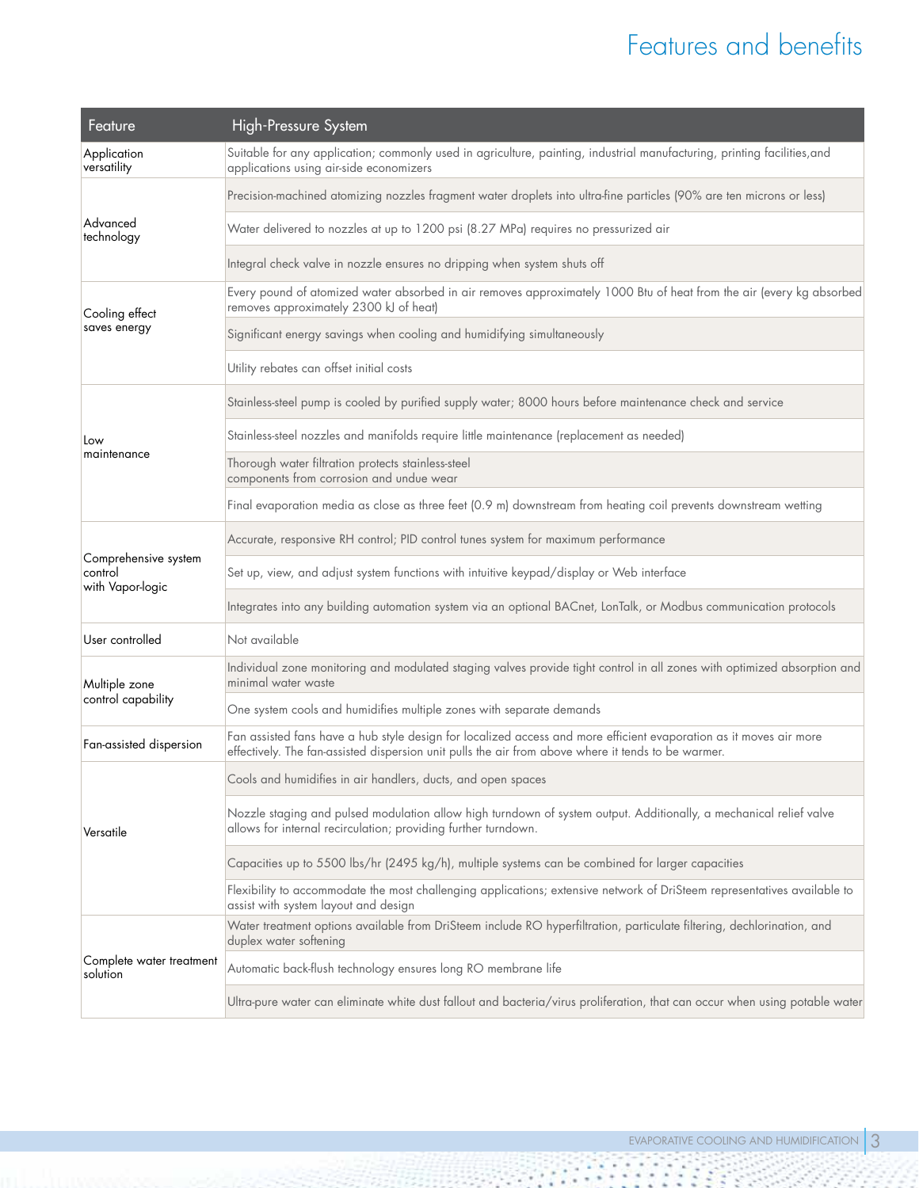# Features and benefits

| Feature | High-Pressure System |
|---|---|
| Application versatility | Suitable for any application; commonly used in agriculture, painting, industrial manufacturing, printing facilities,and applications using air-side economizers |
| Advanced technology | Precision-machined atomizing nozzles fragment water droplets into ultra-fine particles (90% are ten microns or less) |
| | Water delivered to nozzles at up to 1200 psi (8.27 MPa) requires no pressurized air |
| | Integral check valve in nozzle ensures no dripping when system shuts off |
| Cooling effect saves energy | Every pound of atomized water absorbed in air removes approximately 1000 Btu of heat from the air (every kg absorbed removes approximately 2300 kJ of heat) |
| | Significant energy savings when cooling and humidifying simultaneously |
| | Utility rebates can offset initial costs |
| Low maintenance | Stainless-steel pump is cooled by purified supply water; 8000 hours before maintenance check and service |
| | Stainless-steel nozzles and manifolds require little maintenance (replacement as needed) |
| | Thorough water filtration protects stainless-steel components from corrosion and undue wear |
| | Final evaporation media as close as three feet (0.9 m) downstream from heating coil prevents downstream wetting |
| Comprehensive system control with Vapor-logic | Accurate, responsive RH control; PID control tunes system for maximum performance |
| | Set up, view, and adjust system functions with intuitive keypad/display or Web interface |
| | Integrates into any building automation system via an optional BACnet, LonTalk, or Modbus communication protocols |
| User controlled | Not available |
| Multiple zone control capability | Individual zone monitoring and modulated staging valves provide tight control in all zones with optimized absorption and minimal water waste |
| | One system cools and humidifies multiple zones with separate demands |
| Fan-assisted dispersion | Fan assisted fans have a hub style design for localized access and more efficient evaporation as it moves air more effectively. The fan-assisted dispersion unit pulls the air from above where it tends to be warmer. |
| Versatile | Cools and humidifies in air handlers, ducts, and open spaces |
| | Nozzle staging and pulsed modulation allow high turndown of system output. Additionally, a mechanical relief valve allows for internal recirculation; providing further turndown. |
| | Capacities up to 5500 lbs/hr (2495 kg/h), multiple systems can be combined for larger capacities |
| | Flexibility to accommodate the most challenging applications; extensive network of DriSteem representatives available to assist with system layout and design |
| Complete water treatment solution | Water treatment options available from DriSteem include RO hyperfiltration, particulate filtering, dechlorination, and duplex water softening |
| | Automatic back-flush technology ensures long RO membrane life |
| | Ultra-pure water can eliminate white dust fallout and bacteria/virus proliferation, that can occur when using potable water |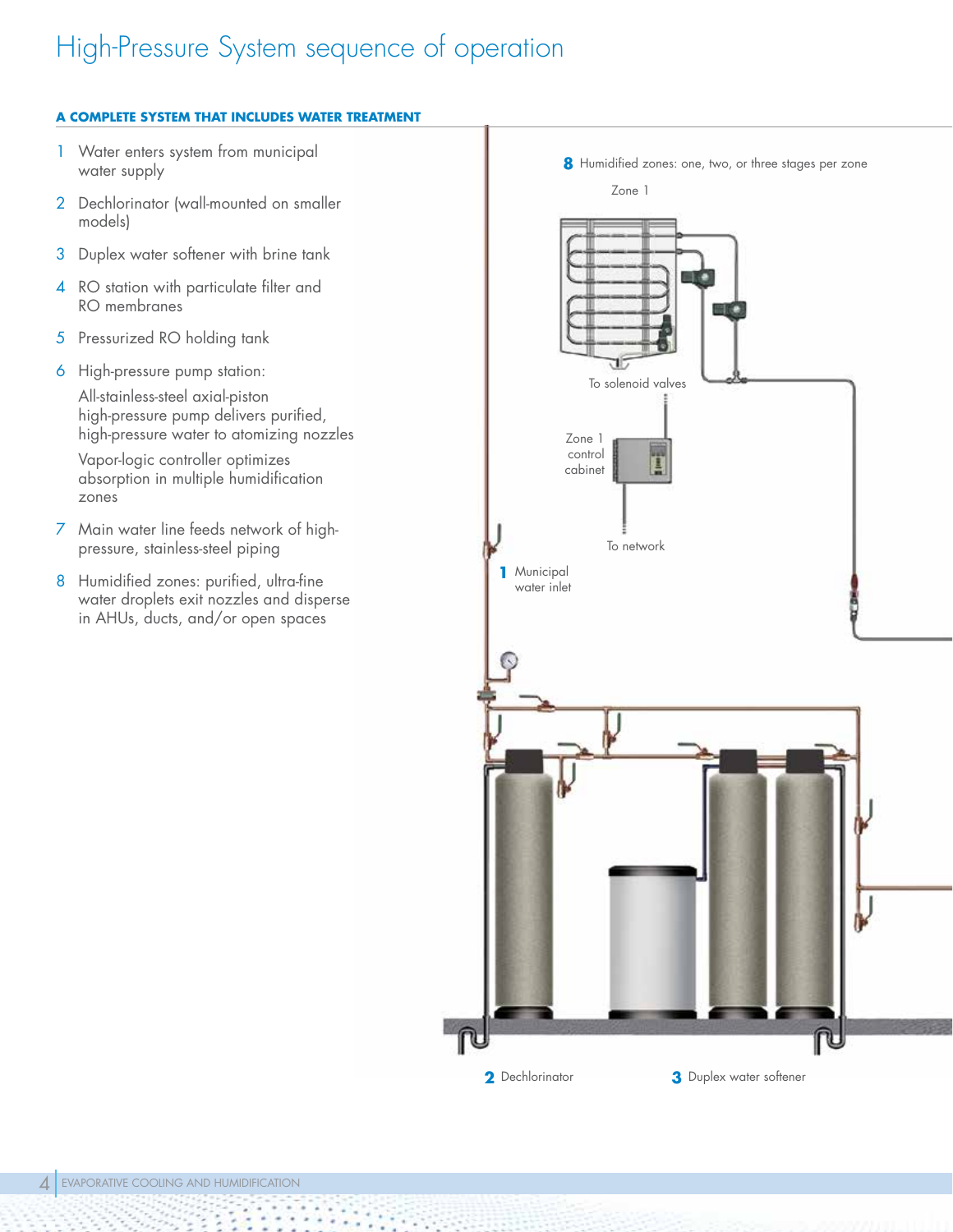# High-Pressure System sequence of operation

**A COMPLETE SYSTEM THAT INCLUDES WATER TREATMENT**

1. Water enters system from municipal water supply
2. Dechlorinator (wall-mounted on smaller models)
3. Duplex water softener with brine tank
4. RO station with particulate filter and RO membranes
5. Pressurized RO holding tank
6. High-pressure pump station:

   All-stainless-steel axial-piston high-pressure pump delivers purified, high-pressure water to atomizing nozzles

   Vapor-logic controller optimizes absorption in multiple humidification zones
7. Main water line feeds network of high-pressure, stainless-steel piping
8. Humidified zones: purified, ultra-fine water droplets exit nozzles and disperse in AHUs, ducts, and/or open spaces

**8** Humidified zones: one, two, or three stages per zone

Zone 1

To solenoid valves

Zone 1 control cabinet

To network

**1** Municipal water inlet

**2** Dechlorinator

**3** Duplex water softener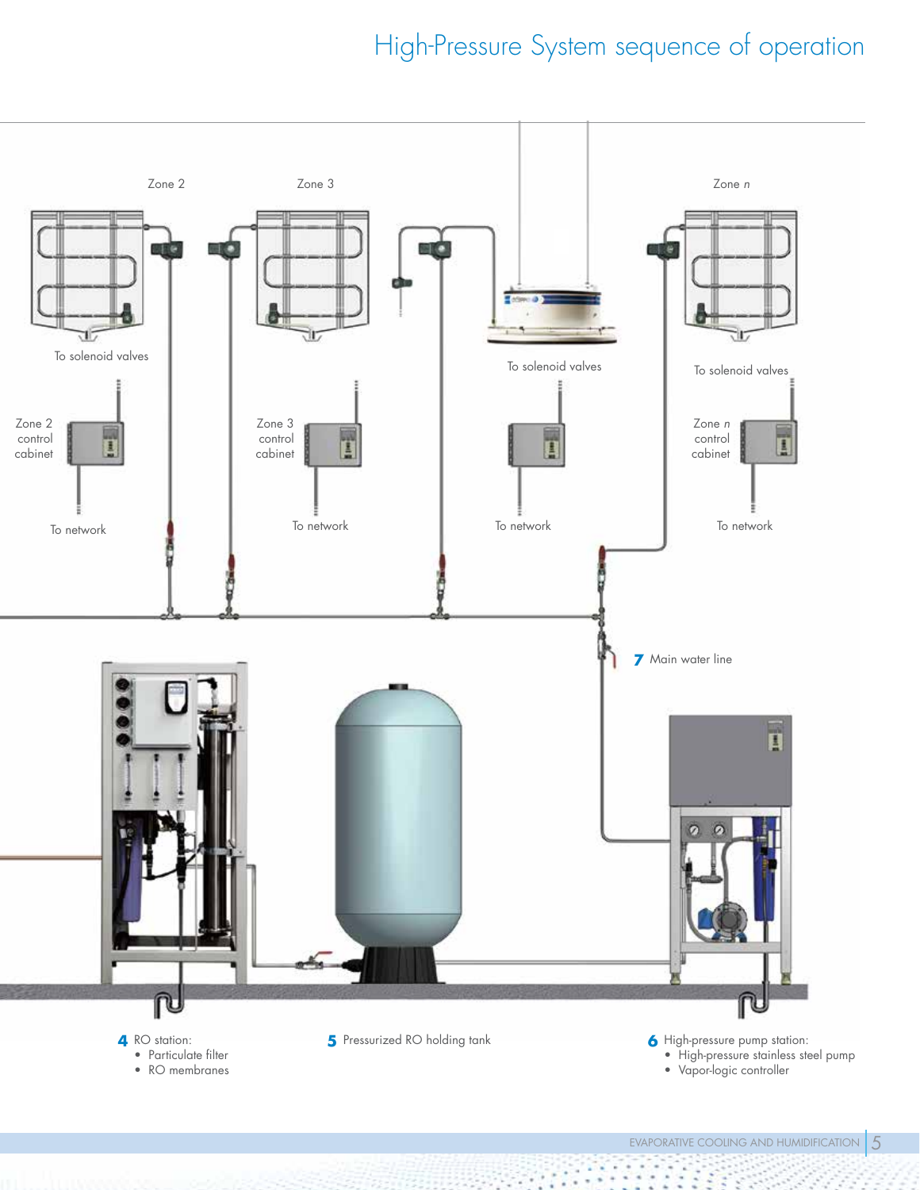# High-Pressure System sequence of operation

Zone 2

Zone 3

Zone *n*

To solenoid valves

To solenoid valves

To solenoid valves

Zone 2 control cabinet

Zone 3 control cabinet

Zone *n* control cabinet

To network

To network

To network

To network

**7** Main water line

**4** RO station:

- Particulate filter
- RO membranes

**5** Pressurized RO holding tank

**6** High-pressure pump station:

- High-pressure stainless steel pump
- Vapor-logic controller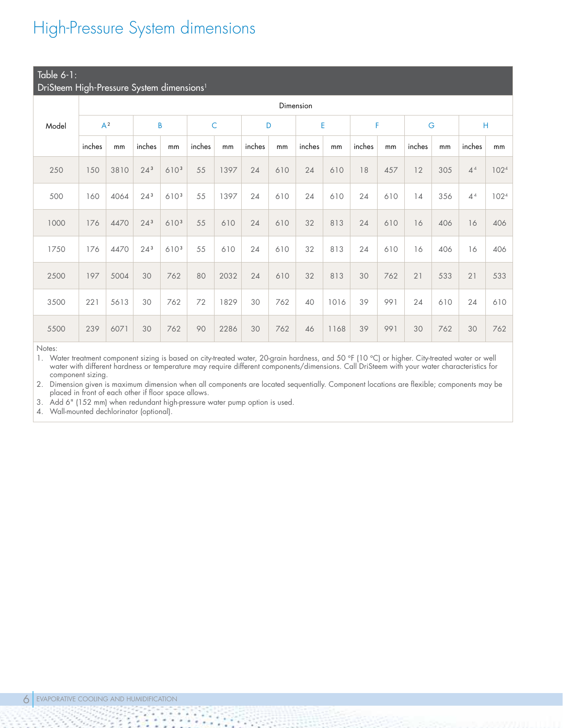# High-Pressure System dimensions

**Table 6-1: DriSteem High-Pressure System dimensions[1]**

| Model | Dimension | | | | | | | | | | | | | | | |
|---|---|---|---|---|---|---|---|---|---|---|---|---|---|---|---|---|
| | A[2] | | B | | C | | D | | E | | F | | G | | H | |
| | inches | mm | inches | mm | inches | mm | inches | mm | inches | mm | inches | mm | inches | mm | inches | mm |
| 250 | 150 | 3810 | 24[3] | 610[3] | 55 | 1397 | 24 | 610 | 24 | 610 | 18 | 457 | 12 | 305 | 4[4] | 102[4] |
| 500 | 160 | 4064 | 24[3] | 610[3] | 55 | 1397 | 24 | 610 | 24 | 610 | 24 | 610 | 14 | 356 | 4[4] | 102[4] |
| 1000 | 176 | 4470 | 24[3] | 610[3] | 55 | 610 | 24 | 610 | 32 | 813 | 24 | 610 | 16 | 406 | 16 | 406 |
| 1750 | 176 | 4470 | 24[3] | 610[3] | 55 | 610 | 24 | 610 | 32 | 813 | 24 | 610 | 16 | 406 | 16 | 406 |
| 2500 | 197 | 5004 | 30 | 762 | 80 | 2032 | 24 | 610 | 32 | 813 | 30 | 762 | 21 | 533 | 21 | 533 |
| 3500 | 221 | 5613 | 30 | 762 | 72 | 1829 | 30 | 762 | 40 | 1016 | 39 | 991 | 24 | 610 | 24 | 610 |
| 5500 | 239 | 6071 | 30 | 762 | 90 | 2286 | 30 | 762 | 46 | 1168 | 39 | 991 | 30 | 762 | 30 | 762 |

Notes:

1. Water treatment component sizing is based on city-treated water, 20-grain hardness, and 50 °F (10 °C) or higher. City-treated water or well water with different hardness or temperature may require different components/dimensions. Call DriSteem with your water characteristics for component sizing.
2. Dimension given is maximum dimension when all components are located sequentially. Component locations are flexible; components may be placed in front of each other if floor space allows.
3. Add 6" (152 mm) when redundant high-pressure water pump option is used.
4. Wall-mounted dechlorinator (optional).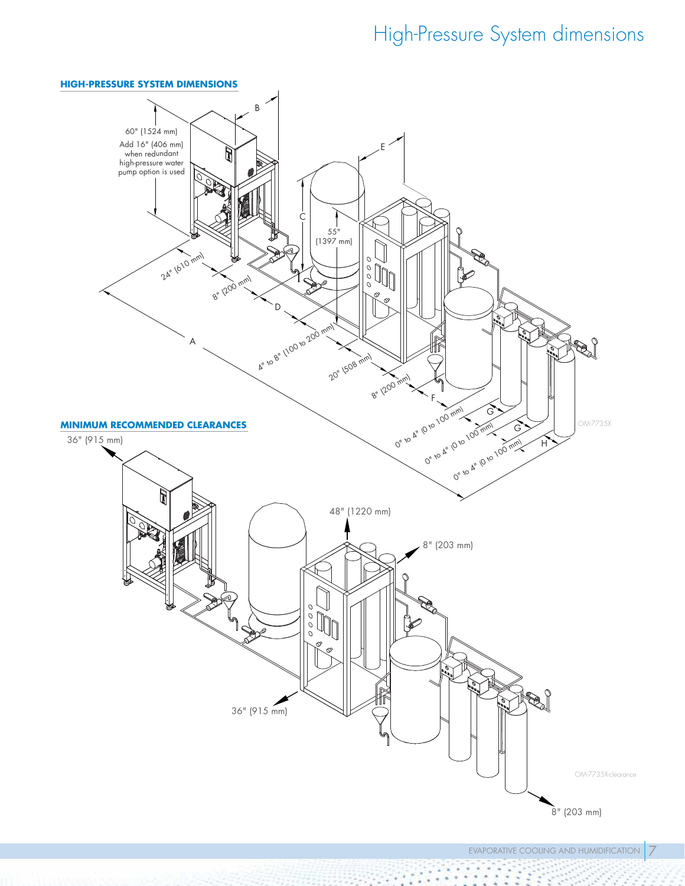# High-Pressure System dimensions

## HIGH-PRESSURE SYSTEM DIMENSIONS

60" (1524 mm)
Add 16" (406 mm) when redundant high-pressure water pump option is used

B

E

C

55" (1397 mm)

24" (610 mm)

8" (200 mm)

D

A

4" to 8" (100 to 200 mm)

20" (508 mm)

8" (200 mm)

F

G

G

H

0" to 4" (0 to 100 mm)

0" to 4" (0 to 100 mm)

0" to 4" (0 to 100 mm)

OM-7735X

## MINIMUM RECOMMENDED CLEARANCES

36" (915 mm)

48" (1220 mm)

8" (203 mm)

36" (915 mm)

8" (203 mm)

OM-7735X-clearance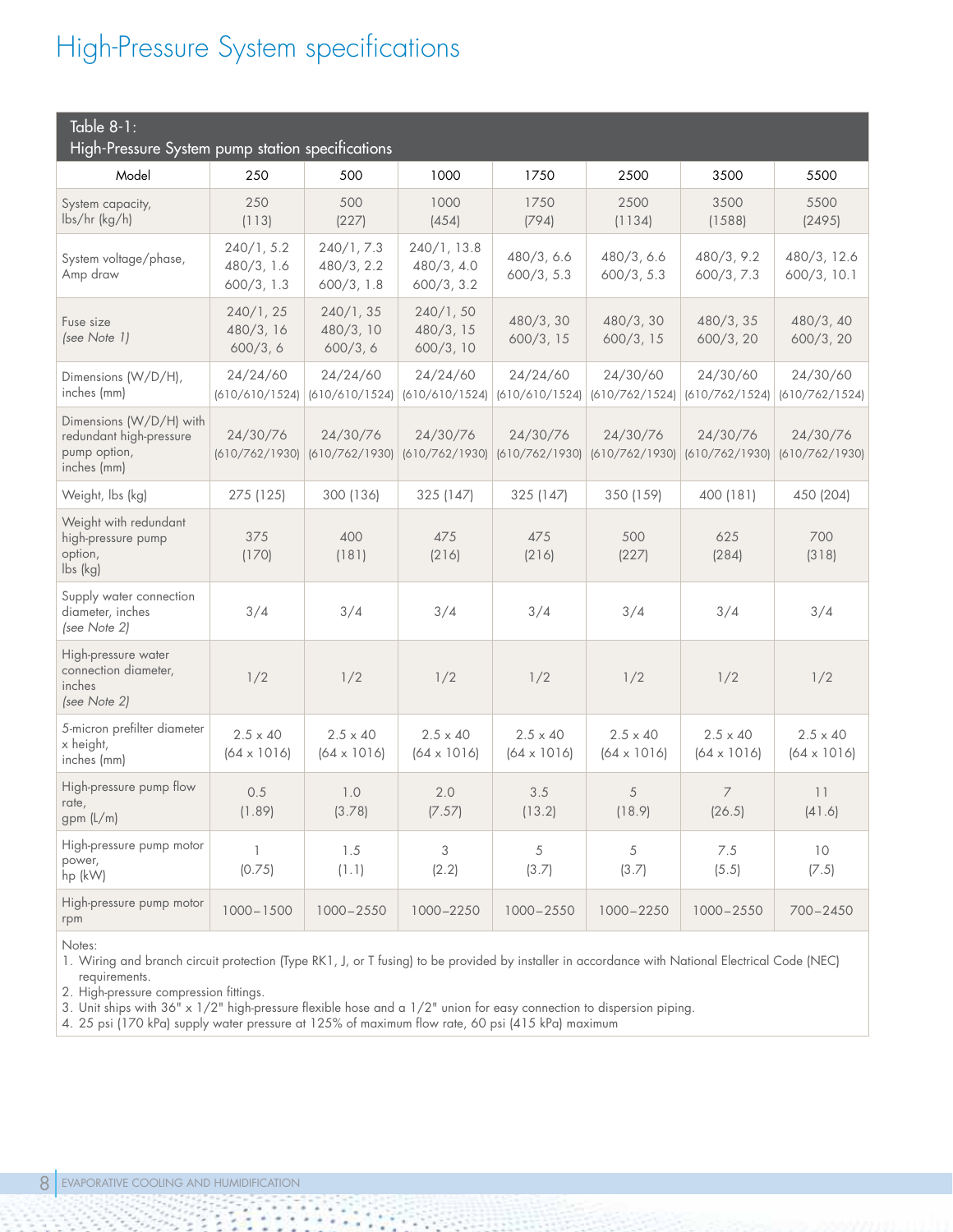# High-Pressure System specifications

| Table 8-1: High-Pressure System pump station specifications | | | | | | | |
|---|---|---|---|---|---|---|---|
| Model | 250 | 500 | 1000 | 1750 | 2500 | 3500 | 5500 |
| System capacity, lbs/hr (kg/h) | 250 (113) | 500 (227) | 1000 (454) | 1750 (794) | 2500 (1134) | 3500 (1588) | 5500 (2495) |
| System voltage/phase, Amp draw | 240/1, 5.2<br>480/3, 1.6<br>600/3, 1.3 | 240/1, 7.3<br>480/3, 2.2<br>600/3, 1.8 | 240/1, 13.8<br>480/3, 4.0<br>600/3, 3.2 | 480/3, 6.6<br>600/3, 5.3 | 480/3, 6.6<br>600/3, 5.3 | 480/3, 9.2<br>600/3, 7.3 | 480/3, 12.6<br>600/3, 10.1 |
| Fuse size *(see Note 1)* | 240/1, 25<br>480/3, 16<br>600/3, 6 | 240/1, 35<br>480/3, 10<br>600/3, 6 | 240/1, 50<br>480/3, 15<br>600/3, 10 | 480/3, 30<br>600/3, 15 | 480/3, 30<br>600/3, 15 | 480/3, 35<br>600/3, 20 | 480/3, 40<br>600/3, 20 |
| Dimensions (W/D/H), inches (mm) | 24/24/60 (610/610/1524) | 24/24/60 (610/610/1524) | 24/24/60 (610/610/1524) | 24/24/60 (610/610/1524) | 24/30/60 (610/762/1524) | 24/30/60 (610/762/1524) | 24/30/60 (610/762/1524) |
| Dimensions (W/D/H) with redundant high-pressure pump option, inches (mm) | 24/30/76 (610/762/1930) | 24/30/76 (610/762/1930) | 24/30/76 (610/762/1930) | 24/30/76 (610/762/1930) | 24/30/76 (610/762/1930) | 24/30/76 (610/762/1930) | 24/30/76 (610/762/1930) |
| Weight, lbs (kg) | 275 (125) | 300 (136) | 325 (147) | 325 (147) | 350 (159) | 400 (181) | 450 (204) |
| Weight with redundant high-pressure pump option, lbs (kg) | 375 (170) | 400 (181) | 475 (216) | 475 (216) | 500 (227) | 625 (284) | 700 (318) |
| Supply water connection diameter, inches *(see Note 2)* | 3/4 | 3/4 | 3/4 | 3/4 | 3/4 | 3/4 | 3/4 |
| High-pressure water connection diameter, inches *(see Note 2)* | 1/2 | 1/2 | 1/2 | 1/2 | 1/2 | 1/2 | 1/2 |
| 5-micron prefilter diameter x height, inches (mm) | 2.5 x 40 (64 x 1016) | 2.5 x 40 (64 x 1016) | 2.5 x 40 (64 x 1016) | 2.5 x 40 (64 x 1016) | 2.5 x 40 (64 x 1016) | 2.5 x 40 (64 x 1016) | 2.5 x 40 (64 x 1016) |
| High-pressure pump flow rate, gpm (L/m) | 0.5 (1.89) | 1.0 (3.78) | 2.0 (7.57) | 3.5 (13.2) | 5 (18.9) | 7 (26.5) | 11 (41.6) |
| High-pressure pump motor power, hp (kW) | 1 (0.75) | 1.5 (1.1) | 3 (2.2) | 5 (3.7) | 5 (3.7) | 7.5 (5.5) | 10 (7.5) |
| High-pressure pump motor rpm | 1000–1500 | 1000–2550 | 1000–2250 | 1000–2550 | 1000–2250 | 1000–2550 | 700–2450 |

Notes:

1. Wiring and branch circuit protection (Type RK1, J, or T fusing) to be provided by installer in accordance with National Electrical Code (NEC) requirements.
2. High-pressure compression fittings.
3. Unit ships with 36" x 1/2" high-pressure flexible hose and a 1/2" union for easy connection to dispersion piping.
4. 25 psi (170 kPa) supply water pressure at 125% of maximum flow rate, 60 psi (415 kPa) maximum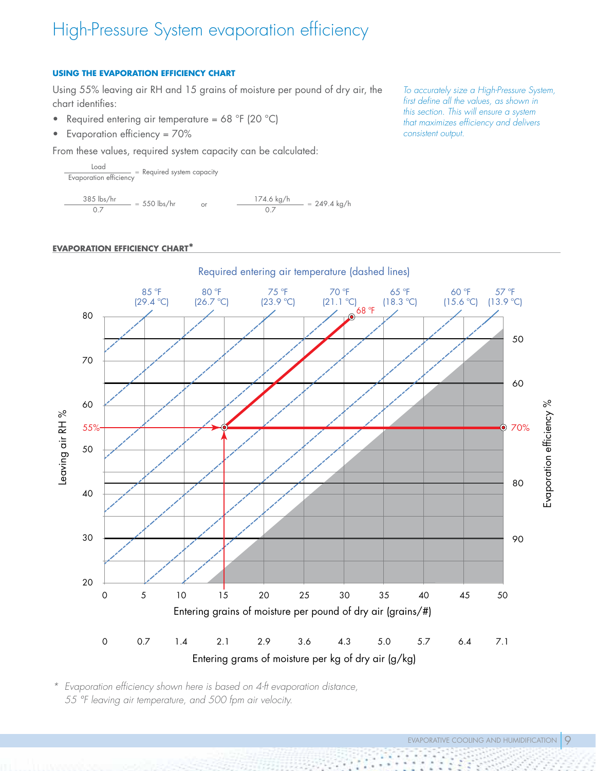# High-Pressure System evaporation efficiency

### USING THE EVAPORATION EFFICIENCY CHART

Using 55% leaving air RH and 15 grains of moisture per pound of dry air, the chart identifies:

- Required entering air temperature = 68 °F (20 °C)
- Evaporation efficiency = 70%

From these values, required system capacity can be calculated:

$$\frac{\text{Load}}{\text{Evaporation efficiency}} = \text{Required system capacity}$$

$$\frac{385 \text{ lbs/hr}}{0.7} = 550 \text{ lbs/hr} \quad \text{or} \quad \frac{174.6 \text{ kg/h}}{0.7} = 249.4 \text{ kg/h}$$

*To accurately size a High-Pressure System, first define all the values, as shown in this section. This will ensure a system that maximizes efficiency and delivers consistent output.*

### EVAPORATION EFFICIENCY CHART*

Required entering air temperature (dashed lines)

85 °F (29.4 °C) | 80 °F (26.7 °C) | 75 °F (23.9 °C) | 70 °F (21.1 °C) | 68 °F | 65 °F (18.3 °C) | 60 °F (15.6 °C) | 57 °F (13.9 °C)

Leaving air RH %: 20, 30, 40, 50, 55%, 60, 70, 80

Evaporation efficiency %: 50, 60, 70%, 80, 90

Entering grains of moisture per pound of dry air (grains/#): 0, 5, 10, 15, 20, 25, 30, 35, 40, 45, 50

Entering grams of moisture per kg of dry air (g/kg): 0, 0.7, 1.4, 2.1, 2.9, 3.6, 4.3, 5.0, 5.7, 6.4, 7.1

\* *Evaporation efficiency shown here is based on 4-ft evaporation distance, 55 °F leaving air temperature, and 500 fpm air velocity.*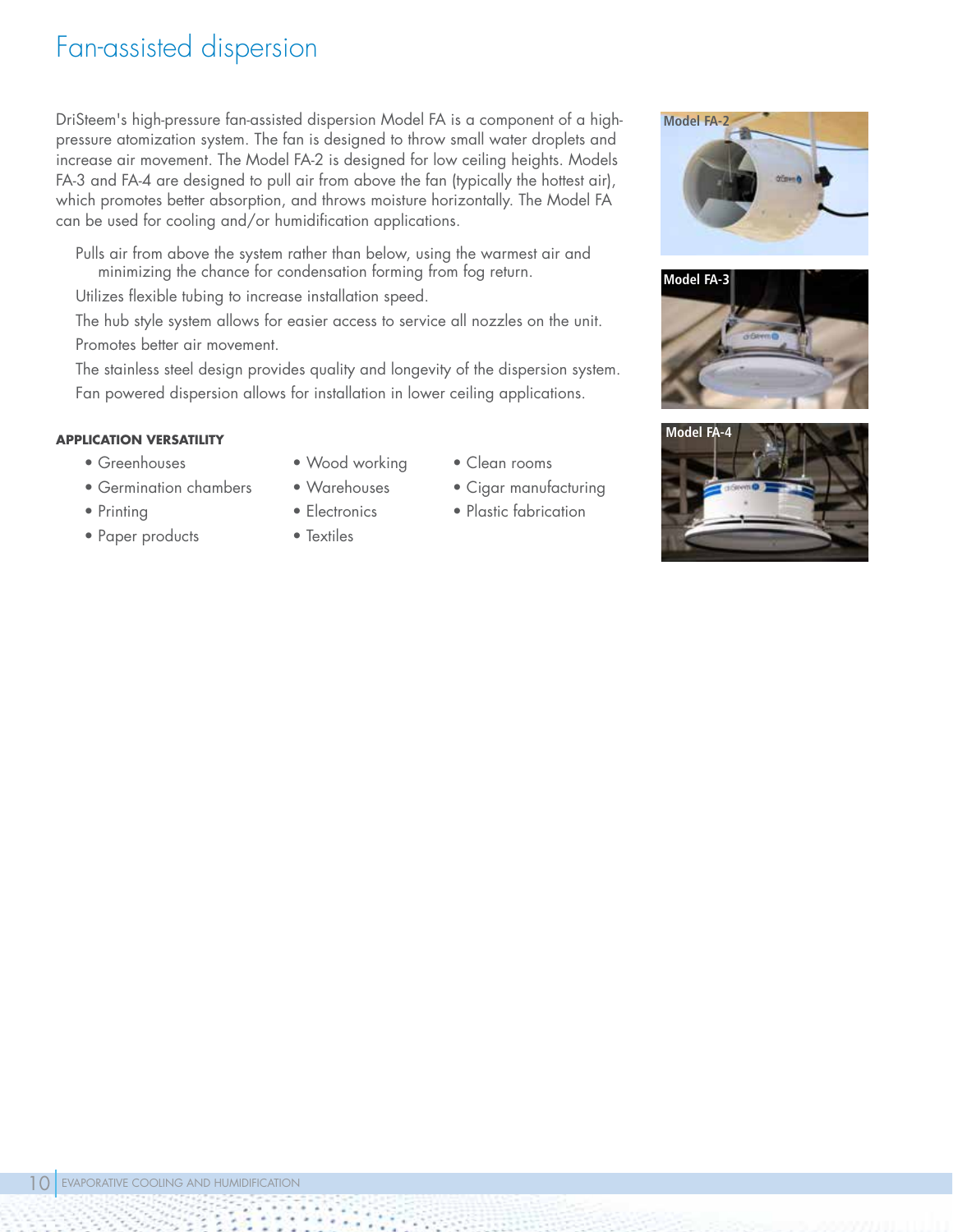# Fan-assisted dispersion

DriSteem's high-pressure fan-assisted dispersion Model FA is a component of a high-pressure atomization system. The fan is designed to throw small water droplets and increase air movement. The Model FA-2 is designed for low ceiling heights. Models FA-3 and FA-4 are designed to pull air from above the fan (typically the hottest air), which promotes better absorption, and throws moisture horizontally. The Model FA can be used for cooling and/or humidification applications.

- Pulls air from above the system rather than below, using the warmest air and minimizing the chance for condensation forming from fog return.
- Utilizes flexible tubing to increase installation speed.
- The hub style system allows for easier access to service all nozzles on the unit.
- Promotes better air movement.
- The stainless steel design provides quality and longevity of the dispersion system.
- Fan powered dispersion allows for installation in lower ceiling applications.

**APPLICATION VERSATILITY**

- Greenhouses
- Germination chambers
- Printing
- Paper products
- Wood working
- Warehouses
- Electronics
- Textiles
- Clean rooms
- Cigar manufacturing
- Plastic fabrication

Model FA-2

Model FA-3

Model FA-4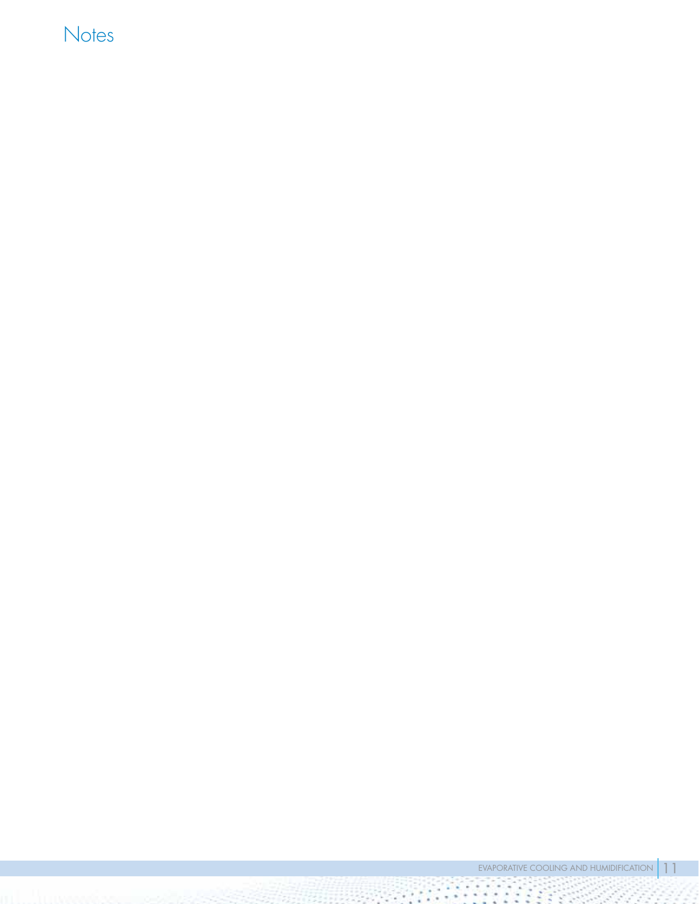# Notes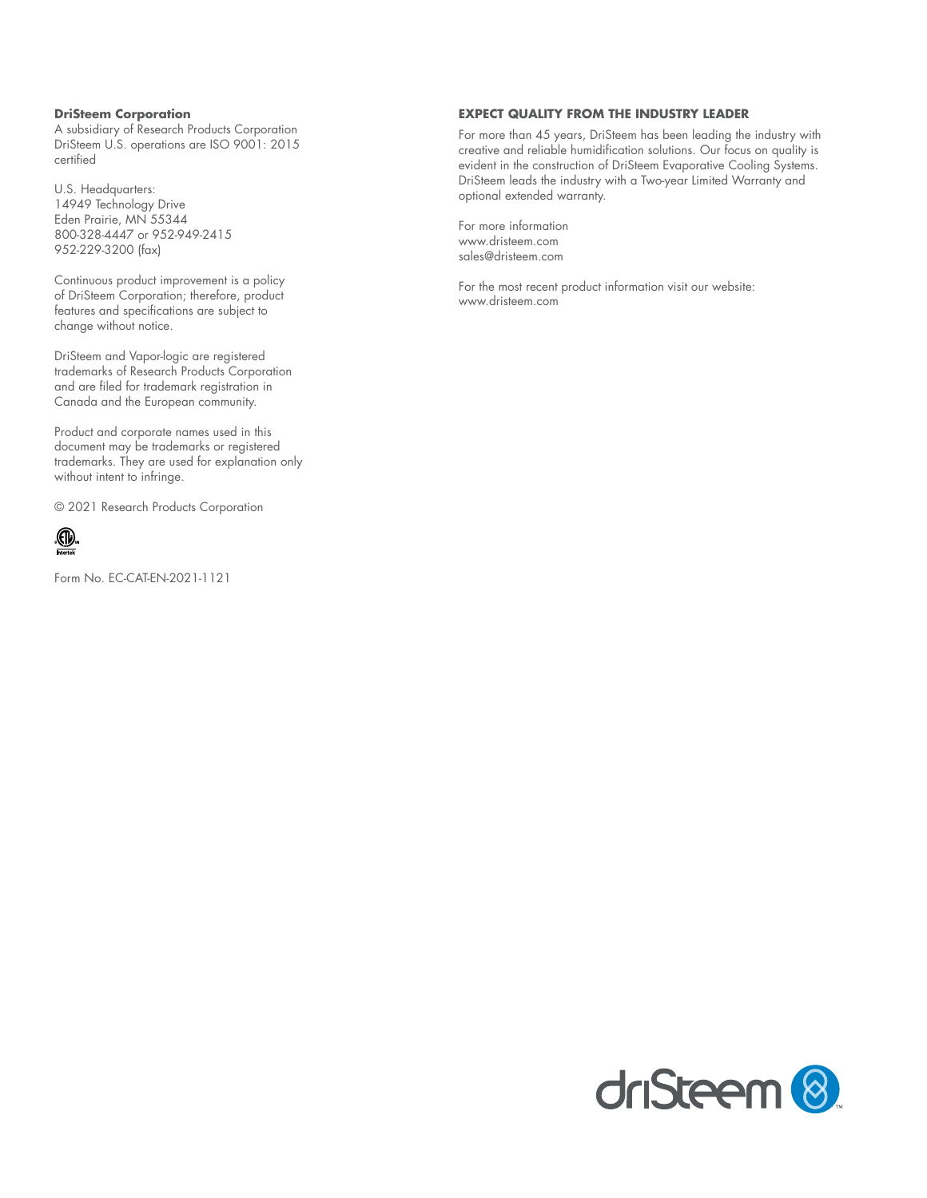**DriSteem Corporation**
A subsidiary of Research Products Corporation
DriSteem U.S. operations are ISO 9001: 2015 certified

U.S. Headquarters:
14949 Technology Drive
Eden Prairie, MN 55344
800-328-4447 or 952-949-2415
952-229-3200 (fax)

Continuous product improvement is a policy of DriSteem Corporation; therefore, product features and specifications are subject to change without notice.

DriSteem and Vapor-logic are registered trademarks of Research Products Corporation and are filed for trademark registration in Canada and the European community.

Product and corporate names used in this document may be trademarks or registered trademarks. They are used for explanation only without intent to infringe.

© 2021 Research Products Corporation

Form No. EC-CAT-EN-2021-1121

**EXPECT QUALITY FROM THE INDUSTRY LEADER**

For more than 45 years, DriSteem has been leading the industry with creative and reliable humidification solutions. Our focus on quality is evident in the construction of DriSteem Evaporative Cooling Systems. DriSteem leads the industry with a Two-year Limited Warranty and optional extended warranty.

For more information
www.dristeem.com
sales@dristeem.com

For the most recent product information visit our website:
www.dristeem.com